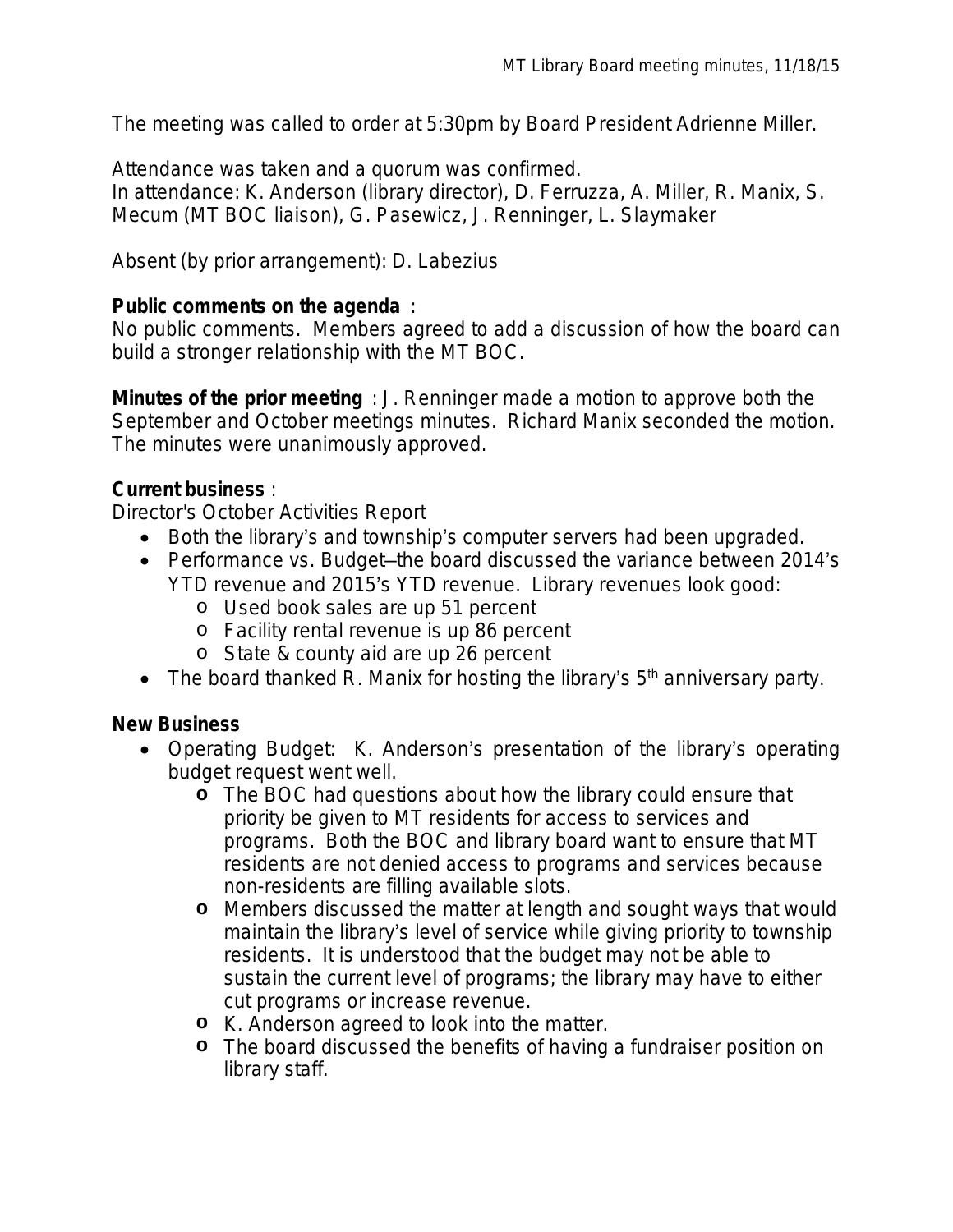The meeting was called to order at 5:30pm by Board President Adrienne Miller.

Attendance was taken and a quorum was confirmed.
In attendance: K. Anderson (library director), D. Ferruzza, A. Miller, R. Manix, S. Mecum (MT BOC liaison), G. Pasewicz, J. Renninger, L. Slaymaker

Absent (by prior arrangement): D. Labezius

**Public comments on the agenda** :
No public comments. Members agreed to add a discussion of how the board can build a stronger relationship with the MT BOC.

**Minutes of the prior meeting** : J. Renninger made a motion to approve both the September and October meetings minutes. Richard Manix seconded the motion. The minutes were unanimously approved.

**Current business** :
Director's October Activities Report

- Both the library's and township's computer servers had been upgraded.
- Performance vs. Budget—the board discussed the variance between 2014's YTD revenue and 2015's YTD revenue. Library revenues look good:
  - Used book sales are up 51 percent
  - Facility rental revenue is up 86 percent
  - State & county aid are up 26 percent
- The board thanked R. Manix for hosting the library's 5th anniversary party.

**New Business**

- Operating Budget: K. Anderson's presentation of the library's operating budget request went well.
  - The BOC had questions about how the library could ensure that priority be given to MT residents for access to services and programs. Both the BOC and library board want to ensure that MT residents are not denied access to programs and services because non-residents are filling available slots.
  - Members discussed the matter at length and sought ways that would maintain the library's level of service while giving priority to township residents. It is understood that the budget may not be able to sustain the current level of programs; the library may have to either cut programs or increase revenue.
  - K. Anderson agreed to look into the matter.
  - The board discussed the benefits of having a fundraiser position on library staff.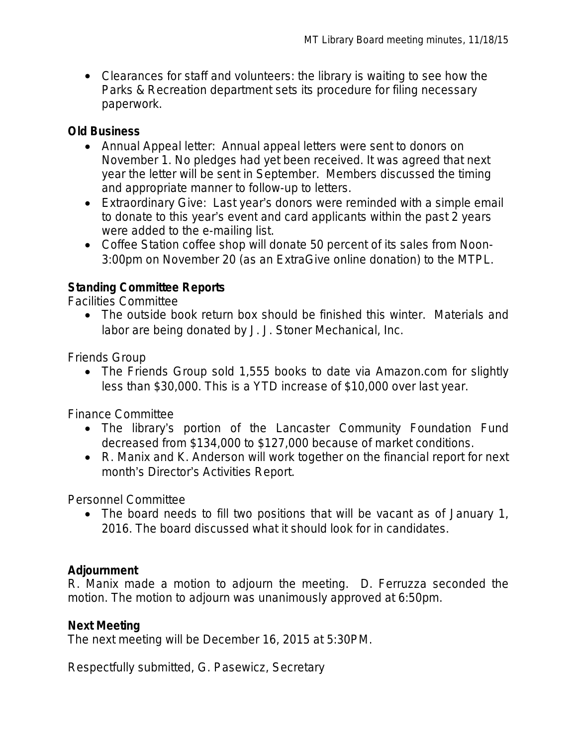- Clearances for staff and volunteers: the library is waiting to see how the Parks & Recreation department sets its procedure for filing necessary paperwork.

**Old Business**

- Annual Appeal letter: Annual appeal letters were sent to donors on November 1. No pledges had yet been received. It was agreed that next year the letter will be sent in September. Members discussed the timing and appropriate manner to follow-up to letters.
- Extraordinary Give: Last year's donors were reminded with a simple email to donate to this year's event and card applicants within the past 2 years were added to the e-mailing list.
- Coffee Station coffee shop will donate 50 percent of its sales from Noon-3:00pm on November 20 (as an ExtraGive online donation) to the MTPL.

**Standing Committee Reports**

Facilities Committee

- The outside book return box should be finished this winter. Materials and labor are being donated by J. J. Stoner Mechanical, Inc.

Friends Group

- The Friends Group sold 1,555 books to date via Amazon.com for slightly less than $30,000. This is a YTD increase of $10,000 over last year.

Finance Committee

- The library's portion of the Lancaster Community Foundation Fund decreased from $134,000 to $127,000 because of market conditions.
- R. Manix and K. Anderson will work together on the financial report for next month's Director's Activities Report.

Personnel Committee

- The board needs to fill two positions that will be vacant as of January 1, 2016. The board discussed what it should look for in candidates.

**Adjournment**

R. Manix made a motion to adjourn the meeting. D. Ferruzza seconded the motion. The motion to adjourn was unanimously approved at 6:50pm.

**Next Meeting**

The next meeting will be December 16, 2015 at 5:30PM.

Respectfully submitted, G. Pasewicz, Secretary